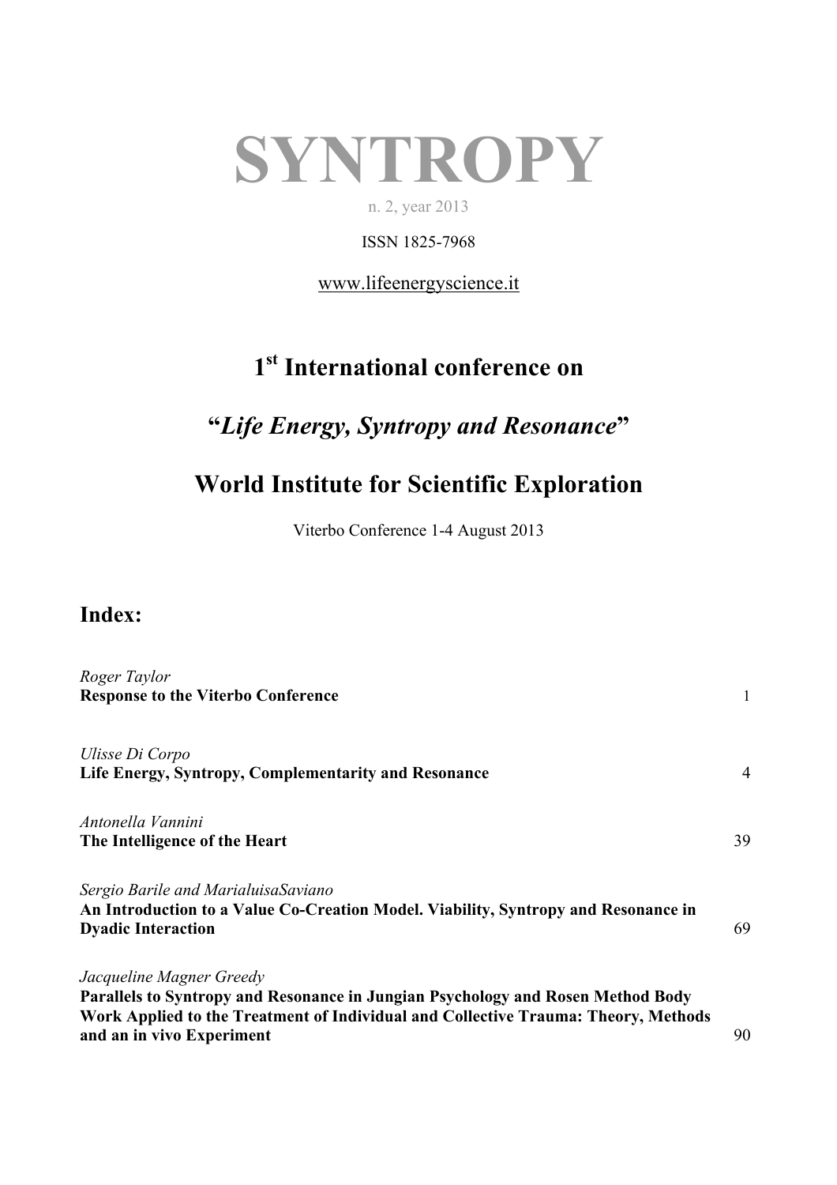# SYNTROPY

n. 2, year 2013

ISSN 1825-7968

www.lifeenergyscience.it

## 1st International conference on

## "*Life Energy, Syntropy and Resonance*"

## World Institute for Scientific Exploration

Viterbo Conference 1-4 August 2013

## Index:

*Roger Taylor*
**Response to the Viterbo Conference** 1

*Ulisse Di Corpo*
**Life Energy, Syntropy, Complementarity and Resonance** 4

*Antonella Vannini*
**The Intelligence of the Heart** 39

*Sergio Barile and MarialuisaSaviano*
**An Introduction to a Value Co-Creation Model. Viability, Syntropy and Resonance in Dyadic Interaction** 69

*Jacqueline Magner Greedy*
**Parallels to Syntropy and Resonance in Jungian Psychology and Rosen Method Body Work Applied to the Treatment of Individual and Collective Trauma: Theory, Methods and an in vivo Experiment** 90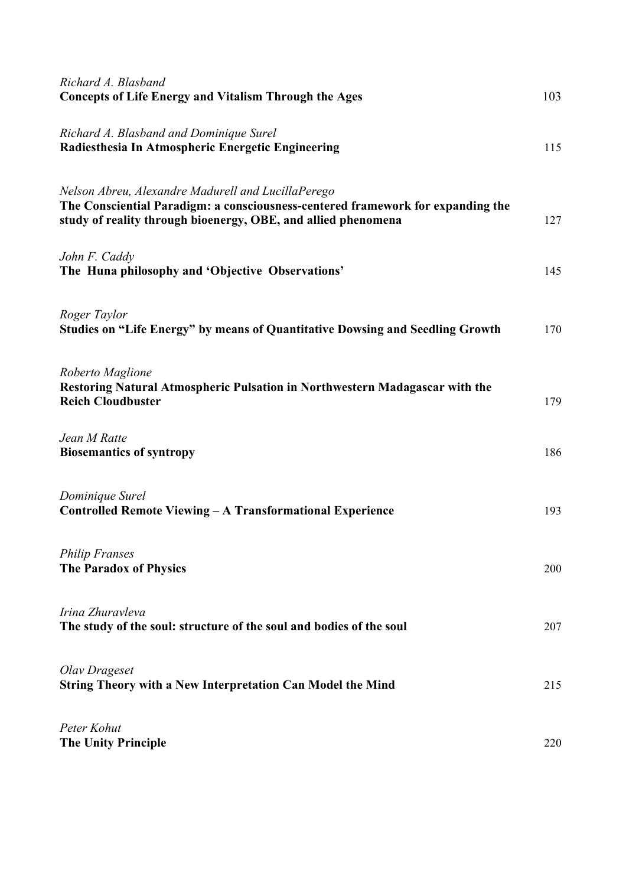*Richard A. Blasband*
**Concepts of Life Energy and Vitalism Through the Ages** 103

*Richard A. Blasband and Dominique Surel*
**Radiesthesia In Atmospheric Energetic Engineering** 115

*Nelson Abreu, Alexandre Madurell and LucillaPerego*
**The Consciential Paradigm: a consciousness-centered framework for expanding the study of reality through bioenergy, OBE, and allied phenomena** 127

*John F. Caddy*
**The Huna philosophy and 'Objective Observations'** 145

*Roger Taylor*
**Studies on "Life Energy" by means of Quantitative Dowsing and Seedling Growth** 170

*Roberto Maglione*
**Restoring Natural Atmospheric Pulsation in Northwestern Madagascar with the Reich Cloudbuster** 179

*Jean M Ratte*
**Biosemantics of syntropy** 186

*Dominique Surel*
**Controlled Remote Viewing – A Transformational Experience** 193

*Philip Franses*
**The Paradox of Physics** 200

*Irina Zhuravleva*
**The study of the soul: structure of the soul and bodies of the soul** 207

*Olav Drageset*
**String Theory with a New Interpretation Can Model the Mind** 215

*Peter Kohut*
**The Unity Principle** 220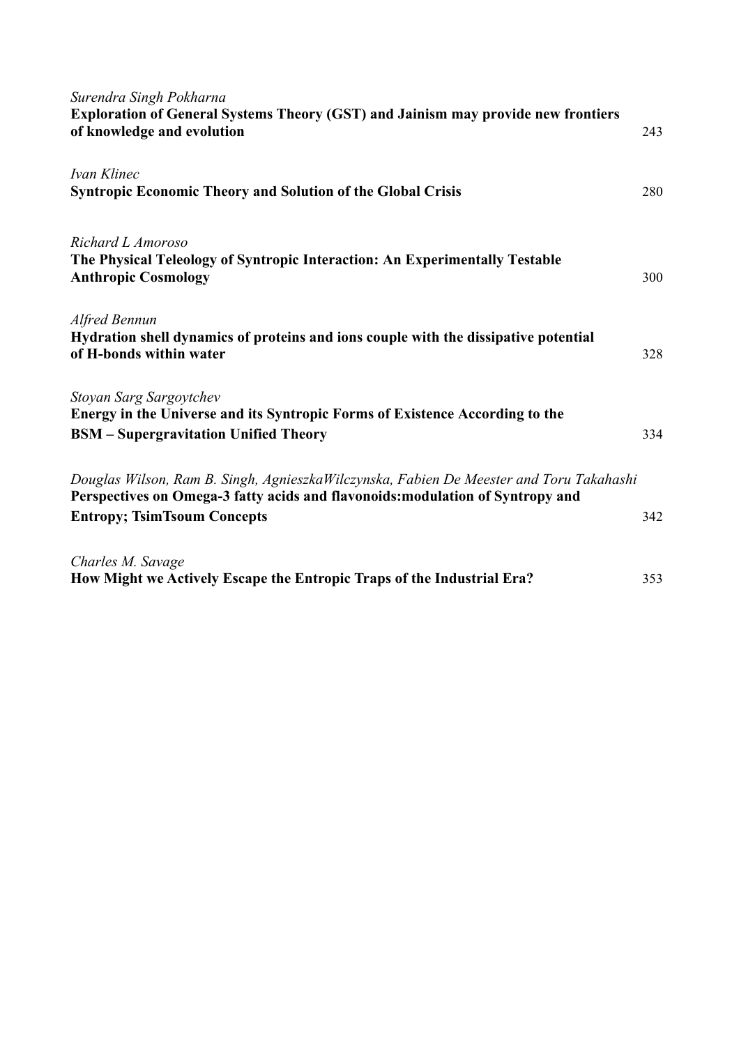*Surendra Singh Pokharna*
**Exploration of General Systems Theory (GST) and Jainism may provide new frontiers of knowledge and evolution** 243

*Ivan Klinec*
**Syntropic Economic Theory and Solution of the Global Crisis** 280

*Richard L Amoroso*
**The Physical Teleology of Syntropic Interaction: An Experimentally Testable Anthropic Cosmology** 300

*Alfred Bennun*
**Hydration shell dynamics of proteins and ions couple with the dissipative potential of H-bonds within water** 328

*Stoyan Sarg Sargoytchev*
**Energy in the Universe and its Syntropic Forms of Existence According to the BSM – Supergravitation Unified Theory** 334

*Douglas Wilson, Ram B. Singh, AgnieszkaWilczynska, Fabien De Meester and Toru Takahashi*
**Perspectives on Omega-3 fatty acids and flavonoids:modulation of Syntropy and Entropy; TsimTsoum Concepts** 342

*Charles M. Savage*
**How Might we Actively Escape the Entropic Traps of the Industrial Era?** 353